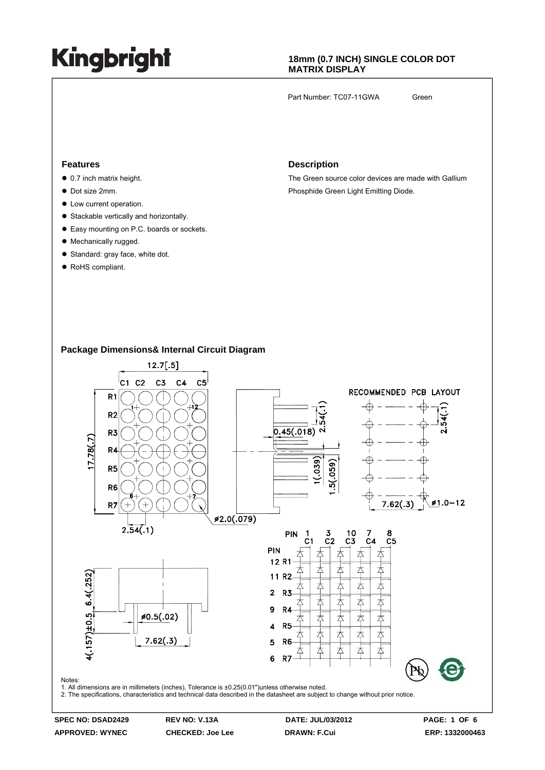# Kingbright

**18mm (0.7 INCH) SINGLE COLOR DOT MATRIX DISPLAY**

Part Number: TC07-11GWA Green

## Features

- 0.7 inch matrix height.
- Dot size 2mm.
- Low current operation.
- Stackable vertically and horizontally.
- Easy mounting on P.C. boards or sockets.
- Mechanically rugged.
- Standard: gray face, white dot.
- RoHS compliant.

## Description

The Green source color devices are made with Gallium Phosphide Green Light Emitting Diode.

## Package Dimensions& Internal Circuit Diagram

12.7[.5]

C1 C2 C3 C4 C5

R1 R2 R3 R4 R5 R6 R7

17.78(.7)

2.54(.1)

ø2.0(.079)

2.54(.1)

0.45(.018)

1(.039)

1.5(.059)

RECOMMENDED PCB LAYOUT

2.54(.1)

7.62(.3)

ø1.0-12

6.4(.252)

4(.157)±0.5

ø0.5(.02)

7.62(.3)

| PIN | 1 C1 | 3 C2 | 10 C3 | 7 C4 | 8 C5 |
|---|---|---|---|---|---|
| 12 R1 | | | | | |
| 11 R2 | | | | | |
| 2 R3 | | | | | |
| 9 R4 | | | | | |
| 4 R5 | | | | | |
| 5 R6 | | | | | |
| 6 R7 | | | | | |

Notes:
1. All dimensions are in millimeters (inches), Tolerance is ±0.25(0.01")unless otherwise noted.
2. The specifications, characteristics and technical data described in the datasheet are subject to change without prior notice.

| SPEC NO: DSAD2429 | REV NO: V.13A | DATE: JUL/03/2012 | |
|---|---|---|---|
| APPROVED: WYNEC | CHECKED: Joe Lee | DRAWN: F.Cui | ERP: 1332000463 |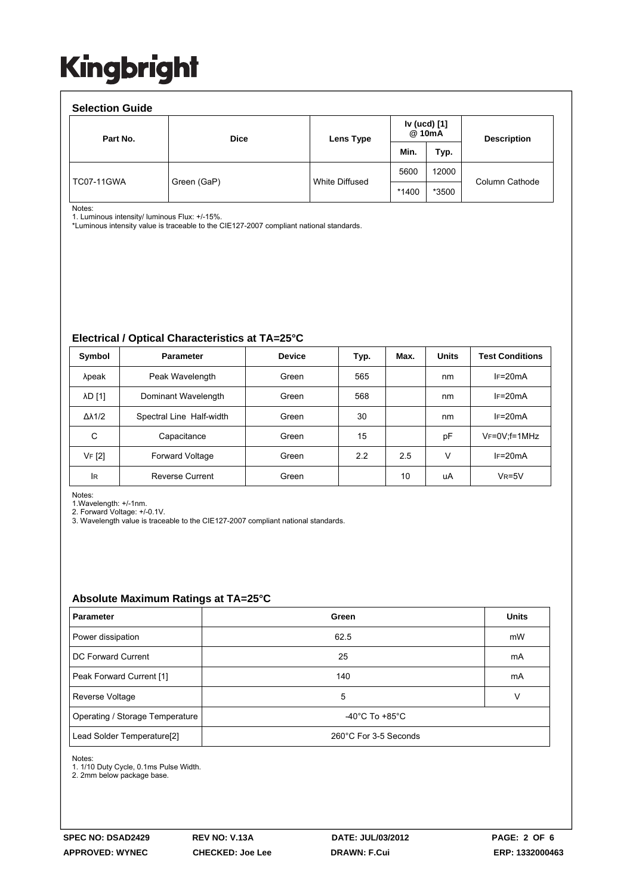# Kingbright

## Selection Guide

| Part No. | Dice | Lens Type | Iv (ucd) [1] @ 10mA | | Description |
|---|---|---|---|---|---|
| | | | Min. | Typ. | |
| TC07-11GWA | Green (GaP) | White Diffused | 5600 | 12000 | Column Cathode |
| | | | *1400 | *3500 | |

Notes:
1. Luminous intensity/ luminous Flux: +/-15%.
*Luminous intensity value is traceable to the CIE127-2007 compliant national standards.

## Electrical / Optical Characteristics at TA=25°C

| Symbol | Parameter | Device | Typ. | Max. | Units | Test Conditions |
|---|---|---|---|---|---|---|
| λpeak | Peak Wavelength | Green | 565 | | nm | $I_F$=20mA |
| λD [1] | Dominant Wavelength | Green | 568 | | nm | $I_F$=20mA |
| Δλ1/2 | Spectral Line Half-width | Green | 30 | | nm | $I_F$=20mA |
| C | Capacitance | Green | 15 | | pF | $V_F$=0V;f=1MHz |
| $V_F$ [2] | Forward Voltage | Green | 2.2 | 2.5 | V | $I_F$=20mA |
| $I_R$ | Reverse Current | Green | | 10 | uA | $V_R$=5V |

Notes:
1.Wavelength: +/-1nm.
2. Forward Voltage: +/-0.1V.
3. Wavelength value is traceable to the CIE127-2007 compliant national standards.

## Absolute Maximum Ratings at TA=25°C

| Parameter | Green | Units |
|---|---|---|
| Power dissipation | 62.5 | mW |
| DC Forward Current | 25 | mA |
| Peak Forward Current [1] | 140 | mA |
| Reverse Voltage | 5 | V |
| Operating / Storage Temperature | -40°C To +85°C | |
| Lead Solder Temperature[2] | 260°C For 3-5 Seconds | |

Notes:
1. 1/10 Duty Cycle, 0.1ms Pulse Width.
2. 2mm below package base.

SPEC NO: DSAD2429 | REV NO: V.13A | DATE: JUL/03/2012
APPROVED: WYNEC | CHECKED: Joe Lee | DRAWN: F.Cui | ERP: 1332000463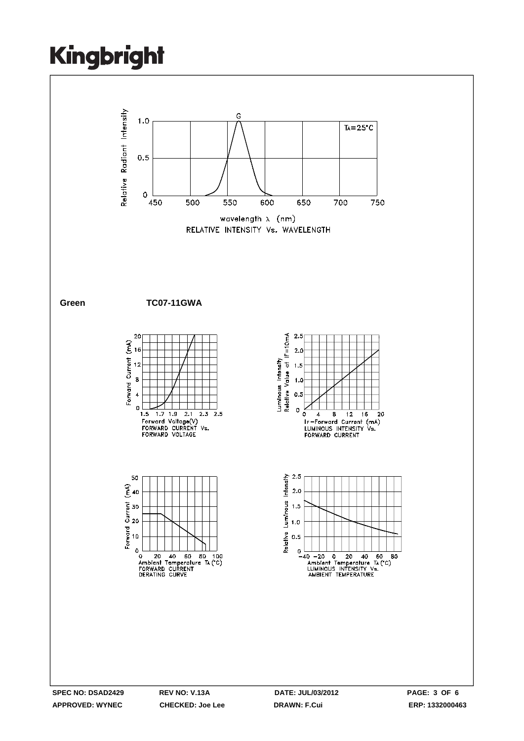# Kingbright

Relative Radiant Intensity

1.0

0.5

0

450 500 550 600 650 700 750

G

$T_A=25°C$

wavelength λ (nm)

RELATIVE INTENSITY Vs. WAVELENGTH

**Green** **TC07-11GWA**

Forward Current (mA)

Forward Voltage(V)

FORWARD CURRENT Vs. FORWARD VOLTAGE

Luminous Intensity Relative Value at IF=10mA

$I_F$−Forward Current (mA)

LUMINOUS INTENSITY Vs. FORWARD CURRENT

Forward Current (mA)

Ambient Temperature $T_A$ (°C)

FORWARD CURRENT DERATING CURVE

Relative Luminous Intensity

Ambient Temperature $T_A$ (°C)

LUMINOUS INTENSITY Vs. AMBIENT TEMPERATURE

**SPEC NO: DSAD2429** **REV NO: V.13A** **DATE: JUL/03/2012**

**APPROVED: WYNEC** **CHECKED: Joe Lee** **DRAWN: F.Cui** **ERP: 1332000463**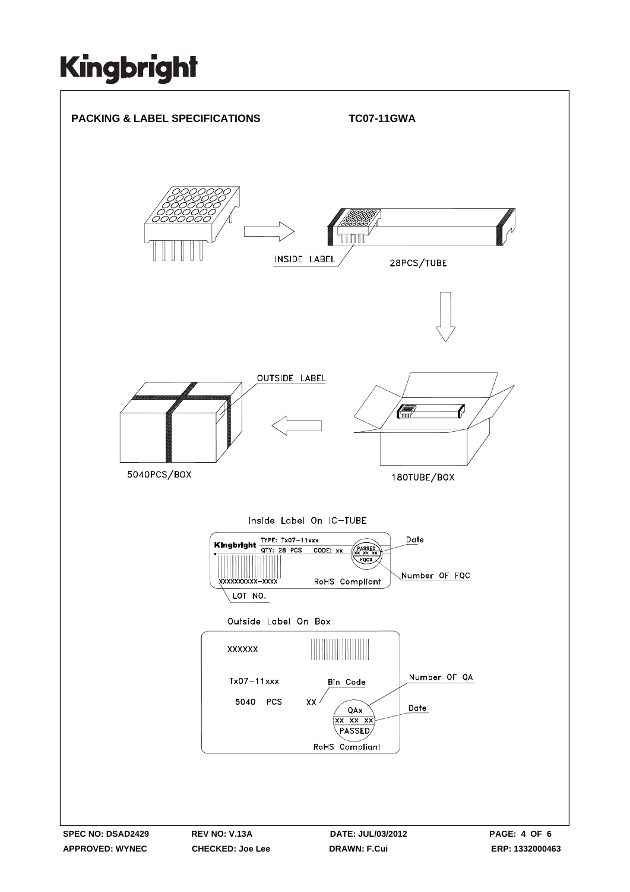# PACKING & LABEL SPECIFICATIONS

**TC07-11GWA**

INSIDE LABEL

28PCS/TUBE

OUTSIDE LABEL

5040PCS/BOX

180TUBE/BOX

Inside Label On IC-TUBE

Kingbright TYPE: Tx07-11xxx
QTY: 28 PCS CODE: xx
PASSED xx xx xx FQCX
XXXXXXXXXX-XXXX RoHS Compliant

Date

Number OF FQC

LOT NO.

Outside Label On Box

XXXXXX

Tx07-11xxx

5040 PCS

Bin Code

XX

QAx
xx xx xx
PASSED

RoHS Compliant

Number OF QA

Date

SPEC NO: DSAD2429 REV NO: V.13A DATE: JUL/03/2012
APPROVED: WYNEC CHECKED: Joe Lee DRAWN: F.Cui ERP: 1332000463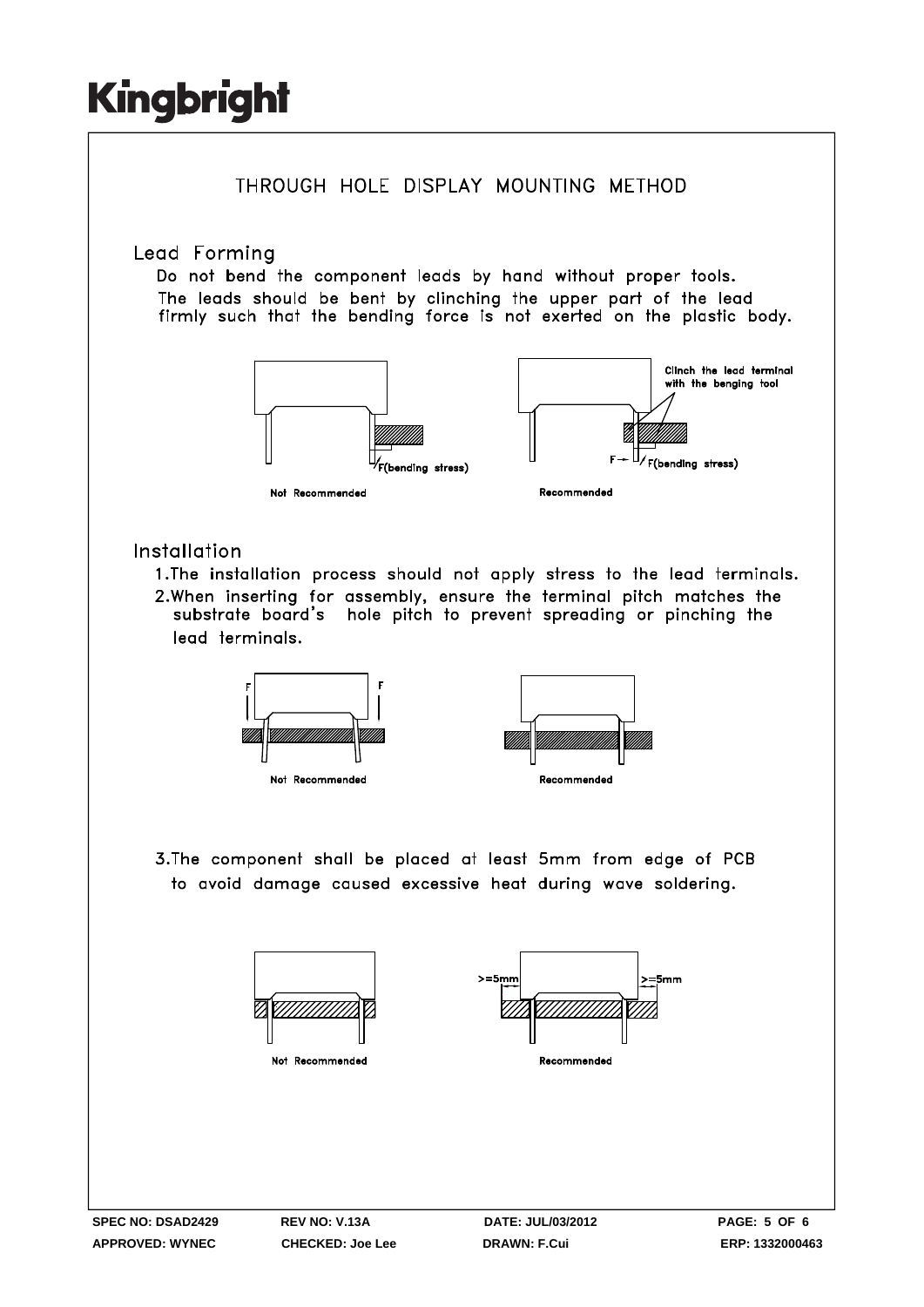# THROUGH HOLE DISPLAY MOUNTING METHOD

## Lead Forming

Do not bend the component leads by hand without proper tools.
The leads should be bent by clinching the upper part of the lead firmly such that the bending force is not exerted on the plastic body.

F(bending stress)

Not Recommended

Clinch the lead terminal with the benging tool

F — F(bending stress)

Recommended

## Installation

1. The installation process should not apply stress to the lead terminals.
2. When inserting for assembly, ensure the terminal pitch matches the substrate board's hole pitch to prevent spreading or pinching the lead terminals.

F F

Not Recommended

Recommended

3. The component shall be placed at least 5mm from edge of PCB to avoid damage caused excessive heat during wave soldering.

Not Recommended

>=5mm >=5mm

Recommended

SPEC NO: DSAD2429 REV NO: V.13A DATE: JUL/03/2012
APPROVED: WYNEC CHECKED: Joe Lee DRAWN: F.Cui ERP: 1332000463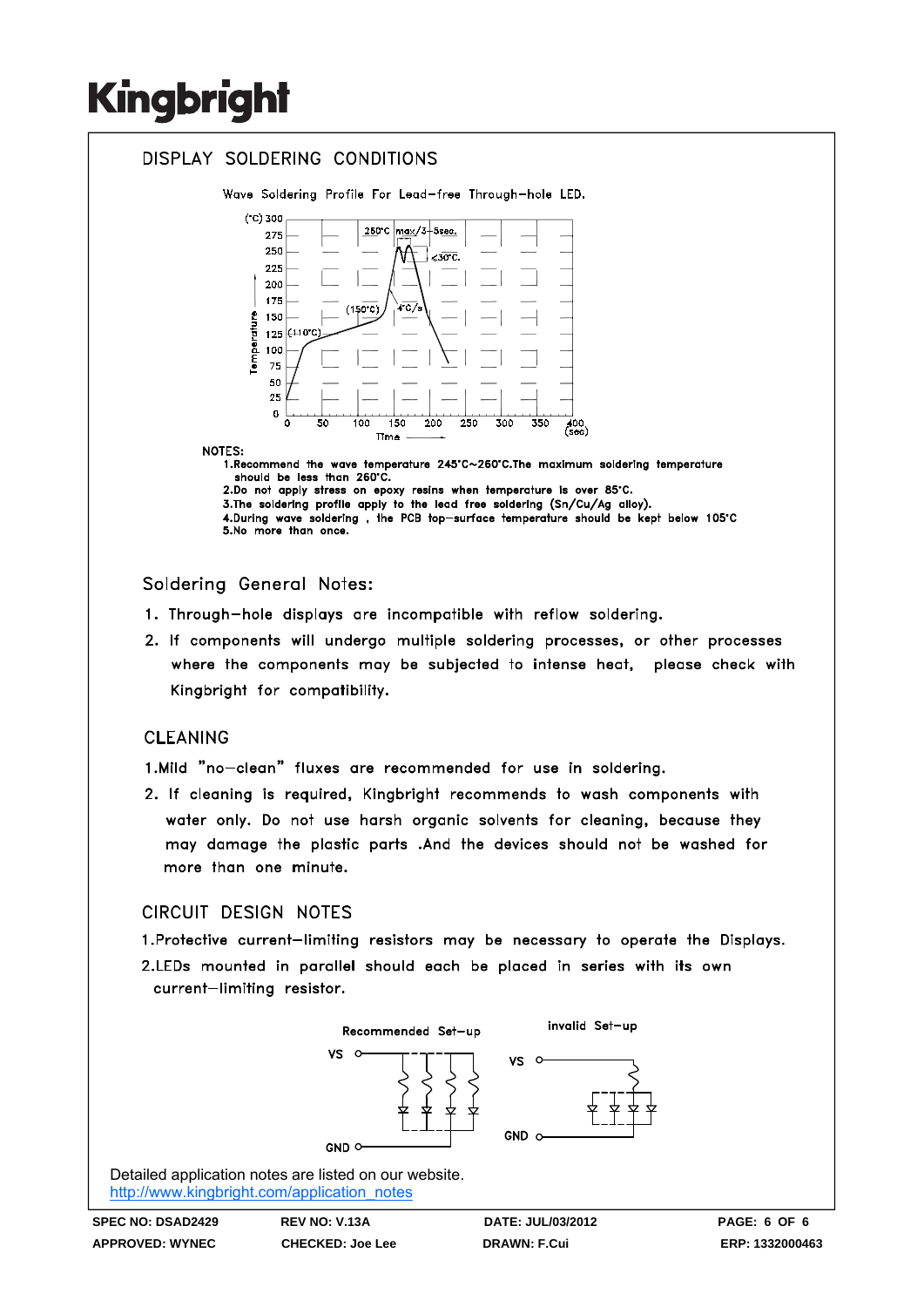Kingbright

## DISPLAY SOLDERING CONDITIONS

Wave Soldering Profile For Lead-free Through-hole LED.

(°C) 300
275
250
225
200
175
150
125
100
75
50
25
0
Temperature
260°C max/3~5sec.
<30°C.
(150°C)
4°C/s
(110°C)
0 50 100 150 200 250 300 350 400 (sec)
Time

NOTES:

1. Recommend the wave temperature 245°C~260°C.The maximum soldering temperature should be less than 260°C.
2. Do not apply stress on epoxy resins when temperature is over 85°C.
3. The soldering profile apply to the lead free soldering (Sn/Cu/Ag alloy).
4. During wave soldering , the PCB top-surface temperature should be kept below 105°C
5. No more than once.

## Soldering General Notes:

1. Through-hole displays are incompatible with reflow soldering.
2. If components will undergo multiple soldering processes, or other processes where the components may be subjected to intense heat, please check with Kingbright for compatibility.

## CLEANING

1. Mild "no-clean" fluxes are recommended for use in soldering.
2. If cleaning is required, Kingbright recommends to wash components with water only. Do not use harsh organic solvents for cleaning, because they may damage the plastic parts .And the devices should not be washed for more than one minute.

## CIRCUIT DESIGN NOTES

1. Protective current-limiting resistors may be necessary to operate the Displays.
2. LEDs mounted in parallel should each be placed in series with its own current-limiting resistor.

Recommended Set-up
VS
GND

invalid Set-up
VS
GND

Detailed application notes are listed on our website.
http://www.kingbright.com/application_notes

SPEC NO: DSAD2429 | REV NO: V.13A | DATE: JUL/03/2012
APPROVED: WYNEC | CHECKED: Joe Lee | DRAWN: F.Cui | ERP: 1332000463